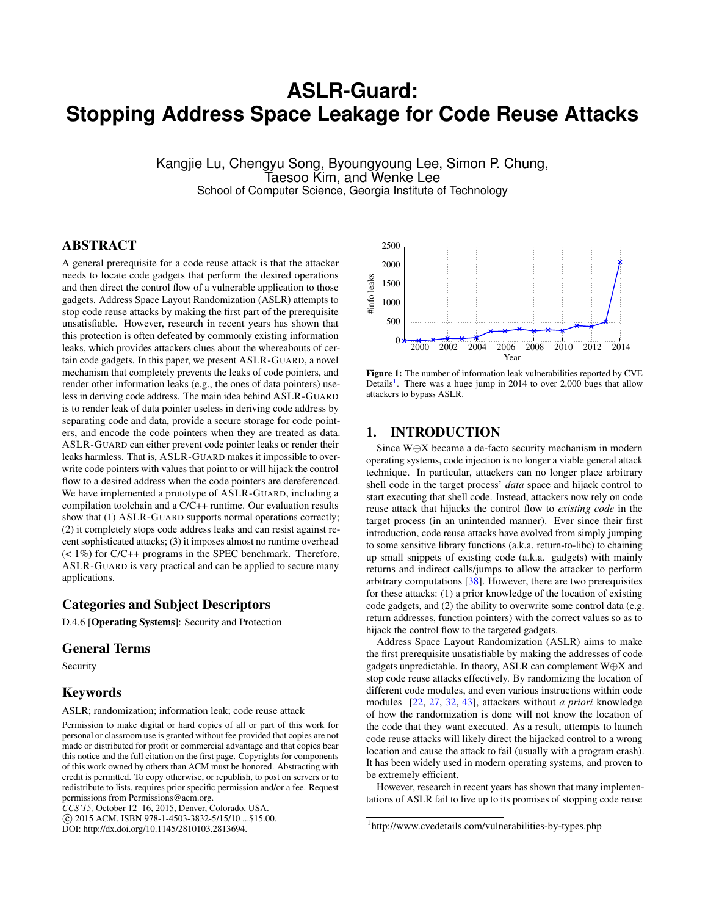# ASLR-Guard: Stopping Address Space Leakage for Code Reuse Attacks

Kangjie Lu, Chengyu Song, Byoungyoung Lee, Simon P. Chung, Taesoo Kim, and Wenke Lee
School of Computer Science, Georgia Institute of Technology

## ABSTRACT

A general prerequisite for a code reuse attack is that the attacker needs to locate code gadgets that perform the desired operations and then direct the control flow of a vulnerable application to those gadgets. Address Space Layout Randomization (ASLR) attempts to stop code reuse attacks by making the first part of the prerequisite unsatisfiable. However, research in recent years has shown that this protection is often defeated by commonly existing information leaks, which provides attackers clues about the whereabouts of certain code gadgets. In this paper, we present ASLR-GUARD, a novel mechanism that completely prevents the leaks of code pointers, and render other information leaks (e.g., the ones of data pointers) useless in deriving code address. The main idea behind ASLR-GUARD is to render leak of data pointer useless in deriving code address by separating code and data, provide a secure storage for code pointers, and encode the code pointers when they are treated as data. ASLR-GUARD can either prevent code pointer leaks or render their leaks harmless. That is, ASLR-GUARD makes it impossible to overwrite code pointers with values that point to or will hijack the control flow to a desired address when the code pointers are dereferenced. We have implemented a prototype of ASLR-GUARD, including a compilation toolchain and a C/C++ runtime. Our evaluation results show that (1) ASLR-GUARD supports normal operations correctly; (2) it completely stops code address leaks and can resist against recent sophisticated attacks; (3) it imposes almost no runtime overhead (< 1%) for C/C++ programs in the SPEC benchmark. Therefore, ASLR-GUARD is very practical and can be applied to secure many applications.

## Categories and Subject Descriptors

D.4.6 [**Operating Systems**]: Security and Protection

## General Terms

Security

## Keywords

ASLR; randomization; information leak; code reuse attack

Permission to make digital or hard copies of all or part of this work for personal or classroom use is granted without fee provided that copies are not made or distributed for profit or commercial advantage and that copies bear this notice and the full citation on the first page. Copyrights for components of this work owned by others than ACM must be honored. Abstracting with credit is permitted. To copy otherwise, or republish, to post on servers or to redistribute to lists, requires prior specific permission and/or a fee. Request permissions from Permissions@acm.org.
*CCS'15,* October 12–16, 2015, Denver, Colorado, USA.
© 2015 ACM. ISBN 978-1-4503-3832-5/15/10 ...$15.00.
DOI: http://dx.doi.org/10.1145/2810103.2813694.

**Figure 1:** The number of information leak vulnerabilities reported by CVE Details[1]. There was a huge jump in 2014 to over 2,000 bugs that allow attackers to bypass ASLR.

## 1. INTRODUCTION

Since W⊕X became a de-facto security mechanism in modern operating systems, code injection is no longer a viable general attack technique. In particular, attackers can no longer place arbitrary shell code in the target process' *data* space and hijack control to start executing that shell code. Instead, attackers now rely on code reuse attack that hijacks the control flow to *existing code* in the target process (in an unintended manner). Ever since their first introduction, code reuse attacks have evolved from simply jumping to some sensitive library functions (a.k.a. return-to-libc) to chaining up small snippets of existing code (a.k.a. gadgets) with mainly returns and indirect calls/jumps to allow the attacker to perform arbitrary computations [38]. However, there are two prerequisites for these attacks: (1) a prior knowledge of the location of existing code gadgets, and (2) the ability to overwrite some control data (e.g. return addresses, function pointers) with the correct values so as to hijack the control flow to the targeted gadgets.

Address Space Layout Randomization (ASLR) aims to make the first prerequisite unsatisfiable by making the addresses of code gadgets unpredictable. In theory, ASLR can complement W⊕X and stop code reuse attacks effectively. By randomizing the location of different code modules, and even various instructions within code modules [22, 27, 32, 43], attackers without *a priori* knowledge of how the randomization is done will not know the location of the code that they want executed. As a result, attempts to launch code reuse attacks will likely direct the hijacked control to a wrong location and cause the attack to fail (usually with a program crash). It has been widely used in modern operating systems, and proven to be extremely efficient.

However, research in recent years has shown that many implementations of ASLR fail to live up to its promises of stopping code reuse

[1] http://www.cvedetails.com/vulnerabilities-by-types.php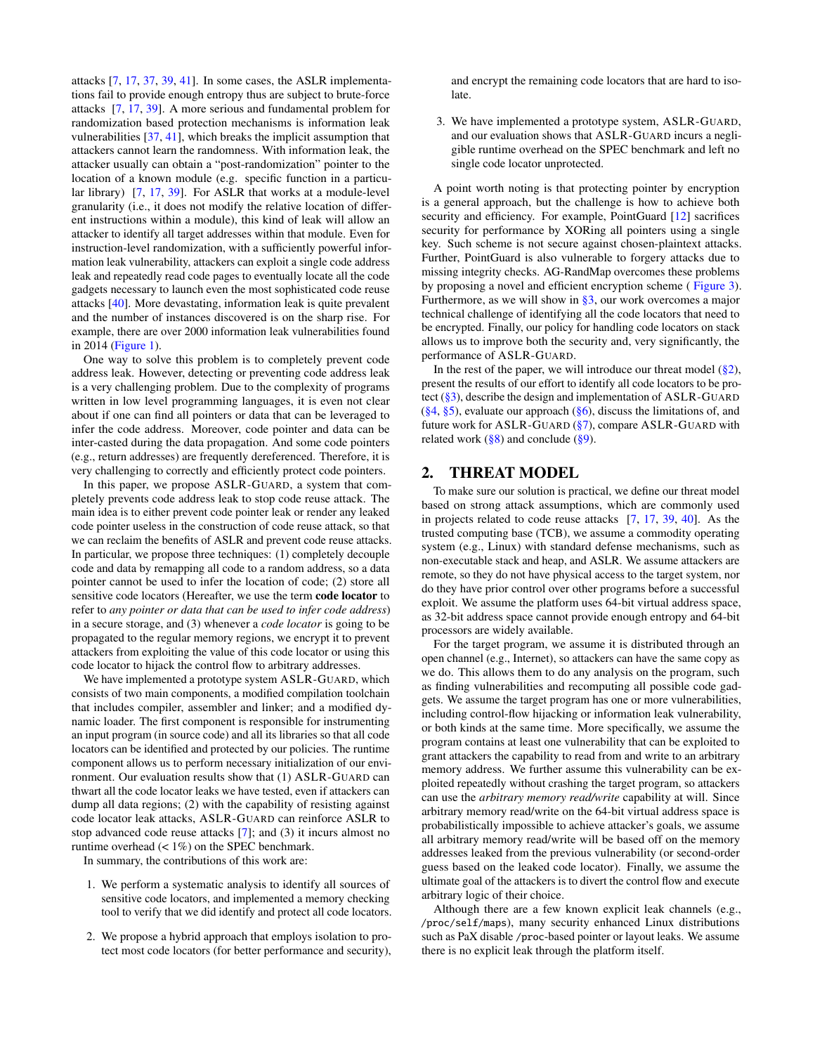attacks [7, 17, 37, 39, 41]. In some cases, the ASLR implementations fail to provide enough entropy thus are subject to brute-force attacks [7, 17, 39]. A more serious and fundamental problem for randomization based protection mechanisms is information leak vulnerabilities [37, 41], which breaks the implicit assumption that attackers cannot learn the randomness. With information leak, the attacker usually can obtain a "post-randomization" pointer to the location of a known module (e.g. specific function in a particular library) [7, 17, 39]. For ASLR that works at a module-level granularity (i.e., it does not modify the relative location of different instructions within a module), this kind of leak will allow an attacker to identify all target addresses within that module. Even for instruction-level randomization, with a sufficiently powerful information leak vulnerability, attackers can exploit a single code address leak and repeatedly read code pages to eventually locate all the code gadgets necessary to launch even the most sophisticated code reuse attacks [40]. More devastating, information leak is quite prevalent and the number of instances discovered is on the sharp rise. For example, there are over 2000 information leak vulnerabilities found in 2014 (Figure 1).

One way to solve this problem is to completely prevent code address leak. However, detecting or preventing code address leak is a very challenging problem. Due to the complexity of programs written in low level programming languages, it is even not clear about if one can find all pointers or data that can be leveraged to infer the code address. Moreover, code pointer and data can be inter-casted during the data propagation. And some code pointers (e.g., return addresses) are frequently dereferenced. Therefore, it is very challenging to correctly and efficiently protect code pointers.

In this paper, we propose ASLR-Guard, a system that completely prevents code address leak to stop code reuse attack. The main idea is to either prevent code pointer leak or render any leaked code pointer useless in the construction of code reuse attack, so that we can reclaim the benefits of ASLR and prevent code reuse attacks. In particular, we propose three techniques: (1) completely decouple code and data by remapping all code to a random address, so a data pointer cannot be used to infer the location of code; (2) store all sensitive code locators (Hereafter, we use the term **code locator** to refer to *any pointer or data that can be used to infer code address*) in a secure storage, and (3) whenever a *code locator* is going to be propagated to the regular memory regions, we encrypt it to prevent attackers from exploiting the value of this code locator or using this code locator to hijack the control flow to arbitrary addresses.

We have implemented a prototype system ASLR-Guard, which consists of two main components, a modified compilation toolchain that includes compiler, assembler and linker; and a modified dynamic loader. The first component is responsible for instrumenting an input program (in source code) and all its libraries so that all code locators can be identified and protected by our policies. The runtime component allows us to perform necessary initialization of our environment. Our evaluation results show that (1) ASLR-Guard can thwart all the code locator leaks we have tested, even if attackers can dump all data regions; (2) with the capability of resisting against code locator leak attacks, ASLR-Guard can reinforce ASLR to stop advanced code reuse attacks [7]; and (3) it incurs almost no runtime overhead (< 1%) on the SPEC benchmark.

In summary, the contributions of this work are:

1. We perform a systematic analysis to identify all sources of sensitive code locators, and implemented a memory checking tool to verify that we did identify and protect all code locators.
2. We propose a hybrid approach that employs isolation to protect most code locators (for better performance and security), and encrypt the remaining code locators that are hard to isolate.
3. We have implemented a prototype system, ASLR-Guard, and our evaluation shows that ASLR-Guard incurs a negligible runtime overhead on the SPEC benchmark and left no single code locator unprotected.

A point worth noting is that protecting pointer by encryption is a general approach, but the challenge is how to achieve both security and efficiency. For example, PointGuard [12] sacrifices security for performance by XORing all pointers using a single key. Such scheme is not secure against chosen-plaintext attacks. Further, PointGuard is also vulnerable to forgery attacks due to missing integrity checks. AG-RandMap overcomes these problems by proposing a novel and efficient encryption scheme ( Figure 3). Furthermore, as we will show in §3, our work overcomes a major technical challenge of identifying all the code locators that need to be encrypted. Finally, our policy for handling code locators on stack allows us to improve both the security and, very significantly, the performance of ASLR-Guard.

In the rest of the paper, we will introduce our threat model (§2), present the results of our effort to identify all code locators to be protect (§3), describe the design and implementation of ASLR-Guard (§4, §5), evaluate our approach (§6), discuss the limitations of, and future work for ASLR-Guard (§7), compare ASLR-Guard with related work (§8) and conclude (§9).

## 2. THREAT MODEL

To make sure our solution is practical, we define our threat model based on strong attack assumptions, which are commonly used in projects related to code reuse attacks [7, 17, 39, 40]. As the trusted computing base (TCB), we assume a commodity operating system (e.g., Linux) with standard defense mechanisms, such as non-executable stack and heap, and ASLR. We assume attackers are remote, so they do not have physical access to the target system, nor do they have prior control over other programs before a successful exploit. We assume the platform uses 64-bit virtual address space, as 32-bit address space cannot provide enough entropy and 64-bit processors are widely available.

For the target program, we assume it is distributed through an open channel (e.g., Internet), so attackers can have the same copy as we do. This allows them to do any analysis on the program, such as finding vulnerabilities and recomputing all possible code gadgets. We assume the target program has one or more vulnerabilities, including control-flow hijacking or information leak vulnerability, or both kinds at the same time. More specifically, we assume the program contains at least one vulnerability that can be exploited to grant attackers the capability to read from and write to an arbitrary memory address. We further assume this vulnerability can be exploited repeatedly without crashing the target program, so attackers can use the *arbitrary memory read/write* capability at will. Since arbitrary memory read/write on the 64-bit virtual address space is probabilistically impossible to achieve attacker's goals, we assume all arbitrary memory read/write will be based off on the memory addresses leaked from the previous vulnerability (or second-order guess based on the leaked code locator). Finally, we assume the ultimate goal of the attackers is to divert the control flow and execute arbitrary logic of their choice.

Although there are a few known explicit leak channels (e.g., `/proc/self/maps`), many security enhanced Linux distributions such as PaX disable `/proc`-based pointer or layout leaks. We assume there is no explicit leak through the platform itself.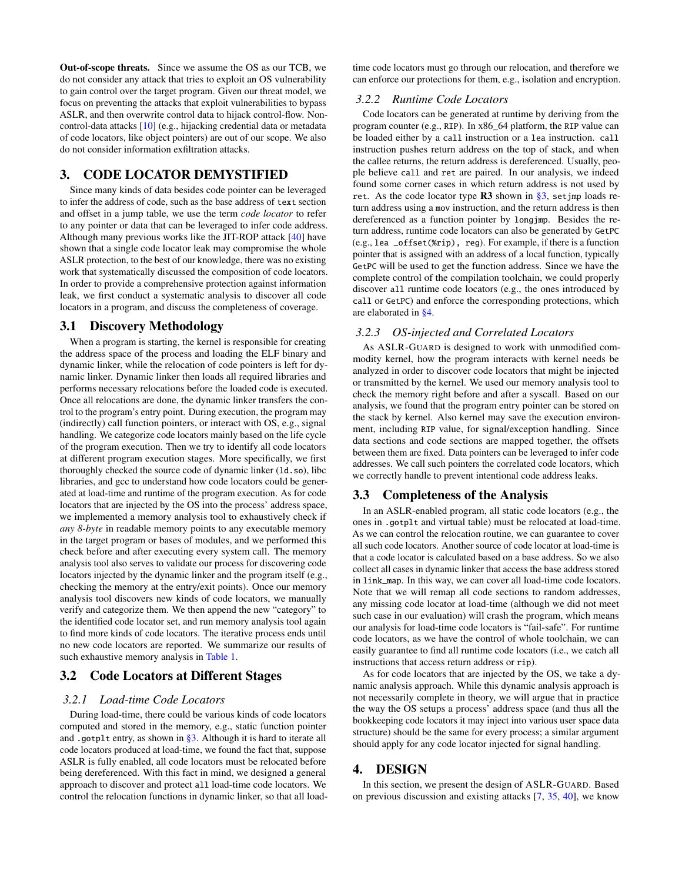**Out-of-scope threats.** Since we assume the OS as our TCB, we do not consider any attack that tries to exploit an OS vulnerability to gain control over the target program. Given our threat model, we focus on preventing the attacks that exploit vulnerabilities to bypass ASLR, and then overwrite control data to hijack control-flow. Non-control-data attacks [10] (e.g., hijacking credential data or metadata of code locators, like object pointers) are out of our scope. We also do not consider information exfiltration attacks.

# 3. CODE LOCATOR DEMYSTIFIED

Since many kinds of data besides code pointer can be leveraged to infer the address of code, such as the base address of `text` section and offset in a jump table, we use the term *code locator* to refer to any pointer or data that can be leveraged to infer code address. Although many previous works like the JIT-ROP attack [40] have shown that a single code locator leak may compromise the whole ASLR protection, to the best of our knowledge, there was no existing work that systematically discussed the composition of code locators. In order to provide a comprehensive protection against information leak, we first conduct a systematic analysis to discover all code locators in a program, and discuss the completeness of coverage.

## 3.1 Discovery Methodology

When a program is starting, the kernel is responsible for creating the address space of the process and loading the ELF binary and dynamic linker, while the relocation of code pointers is left for dynamic linker. Dynamic linker then loads all required libraries and performs necessary relocations before the loaded code is executed. Once all relocations are done, the dynamic linker transfers the control to the program's entry point. During execution, the program may (indirectly) call function pointers, or interact with OS, e.g., signal handling. We categorize code locators mainly based on the life cycle of the program execution. Then we try to identify all code locators at different program execution stages. More specifically, we first thoroughly checked the source code of dynamic linker (`ld.so`), libc libraries, and gcc to understand how code locators could be generated at load-time and runtime of the program execution. As for code locators that are injected by the OS into the process' address space, we implemented a memory analysis tool to exhaustively check if *any 8-byte* in readable memory points to any executable memory in the target program or bases of modules, and we performed this check before and after executing every system call. The memory analysis tool also serves to validate our process for discovering code locators injected by the dynamic linker and the program itself (e.g., checking the memory at the entry/exit points). Once our memory analysis tool discovers new kinds of code locators, we manually verify and categorize them. We then append the new "category" to the identified code locator set, and run memory analysis tool again to find more kinds of code locators. The iterative process ends until no new code locators are reported. We summarize our results of such exhaustive memory analysis in Table 1.

## 3.2 Code Locators at Different Stages

### 3.2.1 Load-time Code Locators

During load-time, there could be various kinds of code locators computed and stored in the memory, e.g., static function pointer and `.gotplt` entry, as shown in §3. Although it is hard to iterate all code locators produced at load-time, we found the fact that, suppose ASLR is fully enabled, all code locators must be relocated before being dereferenced. With this fact in mind, we designed a general approach to discover and protect `all` load-time code locators. We control the relocation functions in dynamic linker, so that all load-time code locators must go through our relocation, and therefore we can enforce our protections for them, e.g., isolation and encryption.

### 3.2.2 Runtime Code Locators

Code locators can be generated at runtime by deriving from the program counter (e.g., `RIP`). In x86_64 platform, the `RIP` value can be loaded either by a `call` instruction or a `lea` instruction. `call` instruction pushes return address on the top of stack, and when the callee returns, the return address is dereferenced. Usually, people believe `call` and `ret` are paired. In our analysis, we indeed found some corner cases in which return address is not used by `ret`. As the code locator type **R3** shown in §3, `setjmp` loads return address using a `mov` instruction, and the return address is then dereferenced as a function pointer by `longjmp`. Besides the return address, runtime code locators can also be generated by `GetPC` (e.g., `lea _offset(%rip), reg`). For example, if there is a function pointer that is assigned with an address of a local function, typically `GetPC` will be used to get the function address. Since we have the complete control of the compilation toolchain, we could properly discover `all` runtime code locators (e.g., the ones introduced by `call` or `GetPC`) and enforce the corresponding protections, which are elaborated in §4.

### 3.2.3 OS-injected and Correlated Locators

As ASLR-GUARD is designed to work with unmodified commodity kernel, how the program interacts with kernel needs be analyzed in order to discover code locators that might be injected or transmitted by the kernel. We used our memory analysis tool to check the memory right before and after a syscall. Based on our analysis, we found that the program entry pointer can be stored on the stack by kernel. Also kernel may save the execution environment, including `RIP` value, for signal/exception handling. Since data sections and code sections are mapped together, the offsets between them are fixed. Data pointers can be leveraged to infer code addresses. We call such pointers the correlated code locators, which we correctly handle to prevent intentional code address leaks.

## 3.3 Completeness of the Analysis

In an ASLR-enabled program, all static code locators (e.g., the ones in `.gotplt` and virtual table) must be relocated at load-time. As we can control the relocation routine, we can guarantee to cover all such code locators. Another source of code locator at load-time is that a code locator is calculated based on a base address. So we also collect all cases in dynamic linker that access the base address stored in `link_map`. In this way, we can cover all load-time code locators. Note that we will remap all code sections to random addresses, any missing code locator at load-time (although we did not meet such case in our evaluation) will crash the program, which means our analysis for load-time code locators is "fail-safe". For runtime code locators, as we have the control of whole toolchain, we can easily guarantee to find all runtime code locators (i.e., we catch all instructions that access return address or `rip`).

As for code locators that are injected by the OS, we take a dynamic analysis approach. While this dynamic analysis approach is not necessarily complete in theory, we will argue that in practice the way the OS setups a process' address space (and thus all the bookkeeping code locators it may inject into various user space data structure) should be the same for every process; a similar argument should apply for any code locator injected for signal handling.

# 4. DESIGN

In this section, we present the design of ASLR-GUARD. Based on previous discussion and existing attacks [7, 35, 40], we know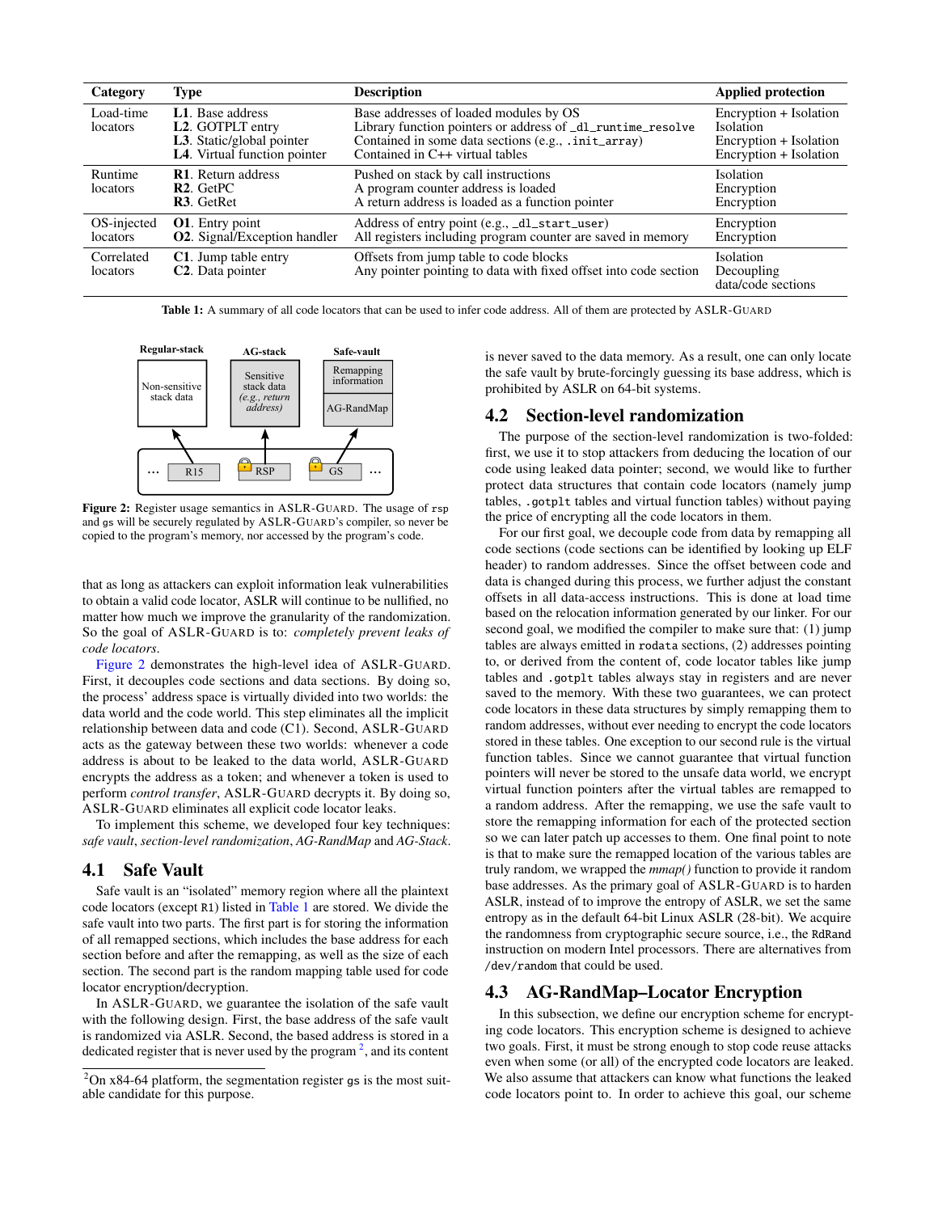| Category | Type | Description | Applied protection |
| --- | --- | --- | --- |
| Load-time locators | **L1**. Base address | Base addresses of loaded modules by OS | Encryption + Isolation |
| | **L2**. GOTPLT entry | Library function pointers or address of `_dl_runtime_resolve` | Isolation |
| | **L3**. Static/global pointer | Contained in some data sections (e.g., `.init_array`) | Encryption + Isolation |
| | **L4**. Virtual function pointer | Contained in C++ virtual tables | Encryption + Isolation |
| Runtime locators | **R1**. Return address | Pushed on stack by call instructions | Isolation |
| | **R2**. GetPC | A program counter address is loaded | Encryption |
| | **R3**. GetRet | A return address is loaded as a function pointer | Encryption |
| OS-injected locators | **O1**. Entry point | Address of entry point (e.g., `_dl_start_user`) | Encryption |
| | **O2**. Signal/Exception handler | All registers including program counter are saved in memory | Encryption |
| Correlated locators | **C1**. Jump table entry | Offsets from jump table to code blocks | Isolation |
| | **C2**. Data pointer | Any pointer pointing to data with fixed offset into code section | Decoupling data/code sections |

**Table 1:** A summary of all code locators that can be used to infer code address. All of them are protected by ASLR-GUARD

**Figure 2:** Register usage semantics in ASLR-GUARD. The usage of `rsp` and `gs` will be securely regulated by ASLR-GUARD's compiler, so never be copied to the program's memory, nor accessed by the program's code.

that as long as attackers can exploit information leak vulnerabilities to obtain a valid code locator, ASLR will continue to be nullified, no matter how much we improve the granularity of the randomization. So the goal of ASLR-GUARD is to: *completely prevent leaks of code locators*.

Figure 2 demonstrates the high-level idea of ASLR-GUARD. First, it decouples code sections and data sections. By doing so, the process' address space is virtually divided into two worlds: the data world and the code world. This step eliminates all the implicit relationship between data and code (C1). Second, ASLR-GUARD acts as the gateway between these two worlds: whenever a code address is about to be leaked to the data world, ASLR-GUARD encrypts the address as a token; and whenever a token is used to perform *control transfer*, ASLR-GUARD decrypts it. By doing so, ASLR-GUARD eliminates all explicit code locator leaks.

To implement this scheme, we developed four key techniques: *safe vault*, *section-level randomization*, *AG-RandMap* and *AG-Stack*.

## 4.1 Safe Vault

Safe vault is an "isolated" memory region where all the plaintext code locators (except R1) listed in Table 1 are stored. We divide the safe vault into two parts. The first part is for storing the information of all remapped sections, which includes the base address for each section before and after the remapping, as well as the size of each section. The second part is the random mapping table used for code locator encryption/decryption.

In ASLR-GUARD, we guarantee the isolation of the safe vault with the following design. First, the base address of the safe vault is randomized via ASLR. Second, the based address is stored in a dedicated register that is never used by the program [2], and its content is never saved to the data memory. As a result, one can only locate the safe vault by brute-forcingly guessing its base address, which is prohibited by ASLR on 64-bit systems.

[2] On x84-64 platform, the segmentation register `gs` is the most suitable candidate for this purpose.

## 4.2 Section-level randomization

The purpose of the section-level randomization is two-folded: first, we use it to stop attackers from deducing the location of our code using leaked data pointer; second, we would like to further protect data structures that contain code locators (namely jump tables, `.gotplt` tables and virtual function tables) without paying the price of encrypting all the code locators in them.

For our first goal, we decouple code from data by remapping all code sections (code sections can be identified by looking up ELF header) to random addresses. Since the offset between code and data is changed during this process, we further adjust the constant offsets in all data-access instructions. This is done at load time based on the relocation information generated by our linker. For our second goal, we modified the compiler to make sure that: (1) jump tables are always emitted in `rodata` sections, (2) addresses pointing to, or derived from the content of, code locator tables like jump tables and `.gotplt` tables always stay in registers and are never saved to the memory. With these two guarantees, we can protect code locators in these data structures by simply remapping them to random addresses, without ever needing to encrypt the code locators stored in these tables. One exception to our second rule is the virtual function tables. Since we cannot guarantee that virtual function pointers will never be stored to the unsafe data world, we encrypt virtual function pointers after the virtual tables are remapped to a random address. After the remapping, we use the safe vault to store the remapping information for each of the protected section so we can later patch up accesses to them. One final point to note is that to make sure the remapped location of the various tables are truly random, we wrapped the *mmap()* function to provide it random base addresses. As the primary goal of ASLR-GUARD is to harden ASLR, instead of to improve the entropy of ASLR, we set the same entropy as in the default 64-bit Linux ASLR (28-bit). We acquire the randomness from cryptographic secure source, i.e., the `RdRand` instruction on modern Intel processors. There are alternatives from `/dev/random` that could be used.

## 4.3 AG-RandMap–Locator Encryption

In this subsection, we define our encryption scheme for encrypting code locators. This encryption scheme is designed to achieve two goals. First, it must be strong enough to stop code reuse attacks even when some (or all) of the encrypted code locators are leaked. We also assume that attackers can know what functions the leaked code locators point to. In order to achieve this goal, our scheme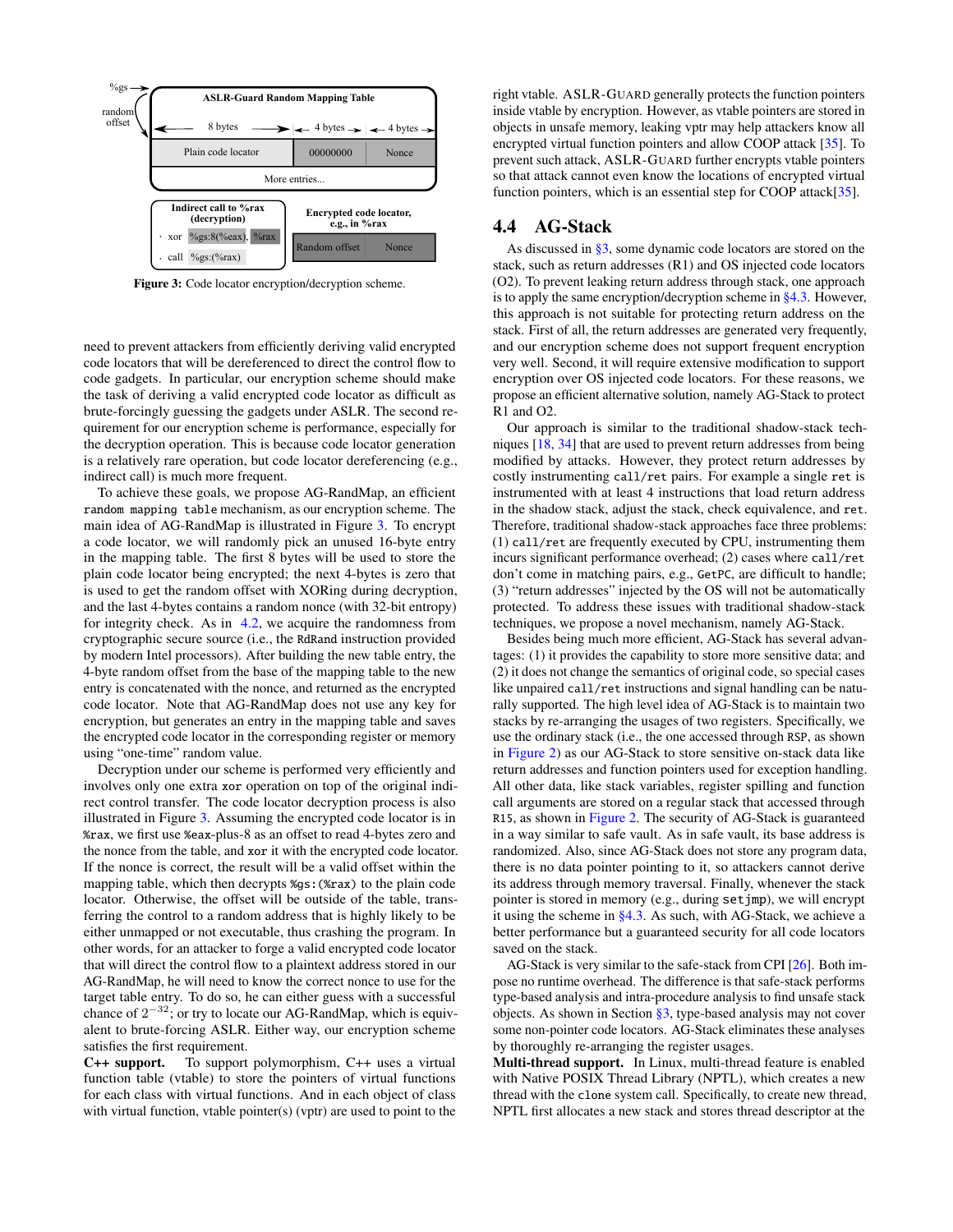ASLR-Guard Random Mapping Table

%gs → random offset

| Plain code locator (8 bytes) | 00000000 (4 bytes) | Nonce (4 bytes) |
|---|---|---|
| More entries... | | |

Indirect call to %rax (decryption)

```
xor  %gs:8(%eax), %rax
call %gs:(%rax)
```

Encrypted code locator, e.g., in %rax

| Random offset | Nonce |
|---|---|

**Figure 3:** Code locator encryption/decryption scheme.

need to prevent attackers from efficiently deriving valid encrypted code locators that will be dereferenced to direct the control flow to code gadgets. In particular, our encryption scheme should make the task of deriving a valid encrypted code locator as difficult as brute-forcingly guessing the gadgets under ASLR. The second requirement for our encryption scheme is performance, especially for the decryption operation. This is because code locator generation is a relatively rare operation, but code locator dereferencing (e.g., indirect call) is much more frequent.

To achieve these goals, we propose AG-RandMap, an efficient `random mapping table` mechanism, as our encryption scheme. The main idea of AG-RandMap is illustrated in Figure 3. To encrypt a code locator, we will randomly pick an unused 16-byte entry in the mapping table. The first 8 bytes will be used to store the plain code locator being encrypted; the next 4-bytes is zero that is used to get the random offset with XORing during decryption, and the last 4-bytes contains a random nonce (with 32-bit entropy) for integrity check. As in 4.2, we acquire the randomness from cryptographic secure source (i.e., the `RdRand` instruction provided by modern Intel processors). After building the new table entry, the 4-byte random offset from the base of the mapping table to the new entry is concatenated with the nonce, and returned as the encrypted code locator. Note that AG-RandMap does not use any key for encryption, but generates an entry in the mapping table and saves the encrypted code locator in the corresponding register or memory using "one-time" random value.

Decryption under our scheme is performed very efficiently and involves only one extra `xor` operation on top of the original indirect control transfer. The code locator decryption process is also illustrated in Figure 3. Assuming the encrypted code locator is in `%rax`, we first use `%eax`-plus-8 as an offset to read 4-bytes zero and the nonce from the table, and `xor` it with the encrypted code locator. If the nonce is correct, the result will be a valid offset within the mapping table, which then decrypts `%gs:(%rax)` to the plain code locator. Otherwise, the offset will be outside of the table, transferring the control to a random address that is highly likely to be either unmapped or not executable, thus crashing the program. In other words, for an attacker to forge a valid encrypted code locator that will direct the control flow to a plaintext address stored in our AG-RandMap, he will need to know the correct nonce to use for the target table entry. To do so, he can either guess with a successful chance of $2^{-32}$; or try to locate our AG-RandMap, which is equivalent to brute-forcing ASLR. Either way, our encryption scheme satisfies the first requirement.

**C++ support.** To support polymorphism, C++ uses a virtual function table (vtable) to store the pointers of virtual functions for each class with virtual functions. And in each object of class with virtual function, vtable pointer(s) (vptr) are used to point to the right vtable. ASLR-GUARD generally protects the function pointers inside vtable by encryption. However, as vtable pointers are stored in objects in unsafe memory, leaking vptr may help attackers know all encrypted virtual function pointers and allow COOP attack [35]. To prevent such attack, ASLR-GUARD further encrypts vtable pointers so that attack cannot even know the locations of encrypted virtual function pointers, which is an essential step for COOP attack[35].

## 4.4 AG-Stack

As discussed in §3, some dynamic code locators are stored on the stack, such as return addresses (R1) and OS injected code locators (O2). To prevent leaking return address through stack, one approach is to apply the same encryption/decryption scheme in §4.3. However, this approach is not suitable for protecting return address on the stack. First of all, the return addresses are generated very frequently, and our encryption scheme does not support frequent encryption very well. Second, it will require extensive modification to support encryption over OS injected code locators. For these reasons, we propose an efficient alternative solution, namely AG-Stack to protect R1 and O2.

Our approach is similar to the traditional shadow-stack techniques [18, 34] that are used to prevent return addresses from being modified by attacks. However, they protect return addresses by costly instrumenting `call/ret` pairs. For example a single `ret` is instrumented with at least 4 instructions that load return address in the shadow stack, adjust the stack, check equivalence, and `ret`. Therefore, traditional shadow-stack approaches face three problems: (1) `call/ret` are frequently executed by CPU, instrumenting them incurs significant performance overhead; (2) cases where `call/ret` don't come in matching pairs, e.g., `GetPC`, are difficult to handle; (3) "return addresses" injected by the OS will not be automatically protected. To address these issues with traditional shadow-stack techniques, we propose a novel mechanism, namely AG-Stack.

Besides being much more efficient, AG-Stack has several advantages: (1) it provides the capability to store more sensitive data; and (2) it does not change the semantics of original code, so special cases like unpaired `call/ret` instructions and signal handling can be naturally supported. The high level idea of AG-Stack is to maintain two stacks by re-arranging the usages of two registers. Specifically, we use the ordinary stack (i.e., the one accessed through `RSP`, as shown in Figure 2) as our AG-Stack to store sensitive on-stack data like return addresses and function pointers used for exception handling. All other data, like stack variables, register spilling and function call arguments are stored on a regular stack that accessed through `R15`, as shown in Figure 2. The security of AG-Stack is guaranteed in a way similar to safe vault. As in safe vault, its base address is randomized. Also, since AG-Stack does not store any program data, there is no data pointer pointing to it, so attackers cannot derive its address through memory traversal. Finally, whenever the stack pointer is stored in memory (e.g., during `setjmp`), we will encrypt it using the scheme in §4.3. As such, with AG-Stack, we achieve a better performance but a guaranteed security for all code locators saved on the stack.

AG-Stack is very similar to the safe-stack from CPI [26]. Both impose no runtime overhead. The difference is that safe-stack performs type-based analysis and intra-procedure analysis to find unsafe stack objects. As shown in Section §3, type-based analysis may not cover some non-pointer code locators. AG-Stack eliminates these analyses by thoroughly re-arranging the register usages.

**Multi-thread support.** In Linux, multi-thread feature is enabled with Native POSIX Thread Library (NPTL), which creates a new thread with the `clone` system call. Specifically, to create new thread, NPTL first allocates a new stack and stores thread descriptor at the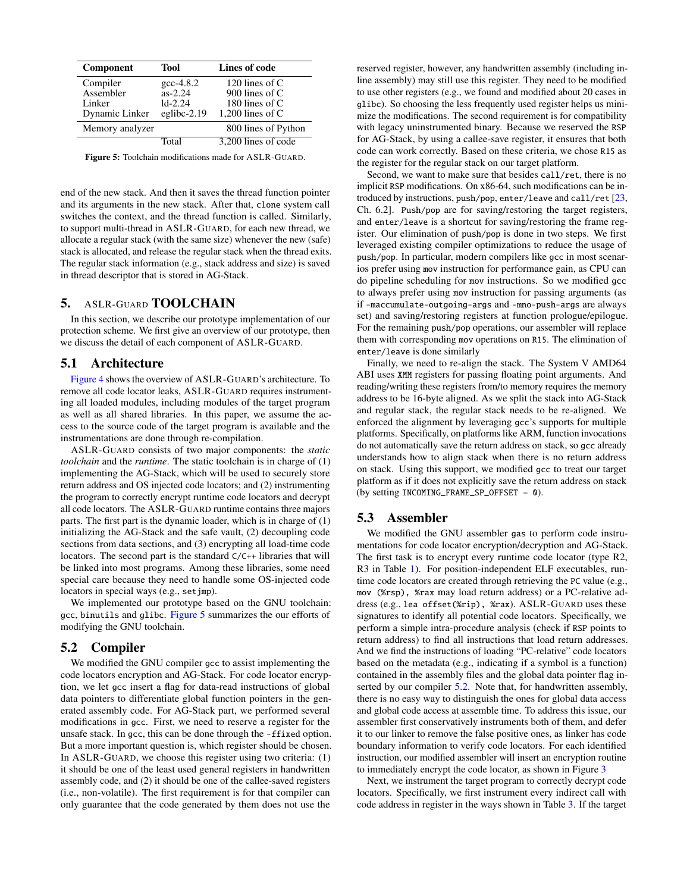| Component | Tool | Lines of code |
| --- | --- | --- |
| Compiler | gcc-4.8.2 | 120 lines of C |
| Assembler | as-2.24 | 900 lines of C |
| Linker | ld-2.24 | 180 lines of C |
| Dynamic Linker | eglibc-2.19 | 1,200 lines of C |
| Memory analyzer | | 800 lines of Python |
| | Total | 3,200 lines of code |

**Figure 5:** Toolchain modifications made for ASLR-GUARD.

end of the new stack. And then it saves the thread function pointer and its arguments in the new stack. After that, `clone` system call switches the context, and the thread function is called. Similarly, to support multi-thread in ASLR-GUARD, for each new thread, we allocate a regular stack (with the same size) whenever the new (safe) stack is allocated, and release the regular stack when the thread exits. The regular stack information (e.g., stack address and size) is saved in thread descriptor that is stored in AG-Stack.

## 5. ASLR-GUARD TOOLCHAIN

In this section, we describe our prototype implementation of our protection scheme. We first give an overview of our prototype, then we discuss the detail of each component of ASLR-GUARD.

### 5.1 Architecture

Figure 4 shows the overview of ASLR-GUARD's architecture. To remove all code locator leaks, ASLR-GUARD requires instrumenting all loaded modules, including modules of the target program as well as all shared libraries. In this paper, we assume the access to the source code of the target program is available and the instrumentations are done through re-compilation.

ASLR-GUARD consists of two major components: the *static toolchain* and the *runtime*. The static toolchain is in charge of (1) implementing the AG-Stack, which will be used to securely store return address and OS injected code locators; and (2) instrumenting the program to correctly encrypt runtime code locators and decrypt all code locators. The ASLR-GUARD runtime contains three majors parts. The first part is the dynamic loader, which is in charge of (1) initializing the AG-Stack and the safe vault, (2) decoupling code sections from data sections, and (3) encrypting all load-time code locators. The second part is the standard `C/C++` libraries that will be linked into most programs. Among these libraries, some need special care because they need to handle some OS-injected code locators in special ways (e.g., `setjmp`).

We implemented our prototype based on the GNU toolchain: `gcc`, `binutils` and `glibc`. Figure 5 summarizes the our efforts of modifying the GNU toolchain.

### 5.2 Compiler

We modified the GNU compiler `gcc` to assist implementing the code locators encryption and AG-Stack. For code locator encryption, we let `gcc` insert a flag for data-read instructions of global data pointers to differentiate global function pointers in the generated assembly code. For AG-Stack part, we performed several modifications in `gcc`. First, we need to reserve a register for the unsafe stack. In `gcc`, this can be done through the `-ffixed` option. But a more important question is, which register should be chosen. In ASLR-GUARD, we choose this register using two criteria: (1) it should be one of the least used general registers in handwritten assembly code, and (2) it should be one of the callee-saved registers (i.e., non-volatile). The first requirement is for that compiler can only guarantee that the code generated by them does not use the reserved register, however, any handwritten assembly (including inline assembly) may still use this register. They need to be modified to use other registers (e.g., we found and modified about 20 cases in `glibc`). So choosing the less frequently used register helps us minimize the modifications. The second requirement is for compatibility with legacy uninstrumented binary. Because we reserved the `RSP` for AG-Stack, by using a callee-save register, it ensures that both code can work correctly. Based on these criteria, we chose `R15` as the register for the regular stack on our target platform.

Second, we want to make sure that besides `call/ret`, there is no implicit `RSP` modifications. On x86-64, such modifications can be introduced by instructions, `push/pop`, `enter/leave` and `call/ret` [23, Ch. 6.2]. `Push/pop` are for saving/restoring the target registers, and `enter/leave` is a shortcut for saving/restoring the frame register. Our elimination of `push/pop` is done in two steps. We first leveraged existing compiler optimizations to reduce the usage of `push/pop`. In particular, modern compilers like `gcc` in most scenarios prefer using `mov` instruction for performance gain, as CPU can do pipeline scheduling for `mov` instructions. So we modified `gcc` to always prefer using `mov` instruction for passing arguments (as if `-maccumulate-outgoing-args` and `-mno-push-args` are always set) and saving/restoring registers at function prologue/epilogue. For the remaining `push/pop` operations, our assembler will replace them with corresponding `mov` operations on `R15`. The elimination of `enter/leave` is done similarly

Finally, we need to re-align the stack. The System V AMD64 ABI uses `XMM` registers for passing floating point arguments. And reading/writing these registers from/to memory requires the memory address to be 16-byte aligned. As we split the stack into AG-Stack and regular stack, the regular stack needs to be re-aligned. We enforced the alignment by leveraging `gcc`'s supports for multiple platforms. Specifically, on platforms like ARM, function invocations do not automatically save the return address on stack, so `gcc` already understands how to align stack when there is no return address on stack. Using this support, we modified `gcc` to treat our target platform as if it does not explicitly save the return address on stack (by setting `INCOMING_FRAME_SP_OFFSET = 0`).

### 5.3 Assembler

We modified the GNU assembler `gas` to perform code instrumentations for code locator encryption/decryption and AG-Stack. The first task is to encrypt every runtime code locator (type R2, R3 in Table 1). For position-independent ELF executables, runtime code locators are created through retrieving the `PC` value (e.g., `mov (%rsp), %rax` may load return address) or a PC-relative address (e.g., `lea offset(%rip), %rax`). ASLR-GUARD uses these signatures to identify all potential code locators. Specifically, we perform a simple intra-procedure analysis (check if `RSP` points to return address) to find all instructions that load return addresses. And we find the instructions of loading "PC-relative" code locators based on the metadata (e.g., indicating if a symbol is a function) contained in the assembly files and the global data pointer flag inserted by our compiler 5.2. Note that, for handwritten assembly, there is no easy way to distinguish the ones for global data access and global code access at assemble time. To address this issue, our assembler first conservatively instruments both of them, and defer it to our linker to remove the false positive ones, as linker has code boundary information to verify code locators. For each identified instruction, our modified assembler will insert an encryption routine to immediately encrypt the code locator, as shown in Figure 3

Next, we instrument the target program to correctly decrypt code locators. Specifically, we first instrument every indirect call with code address in register in the ways shown in Table 3. If the target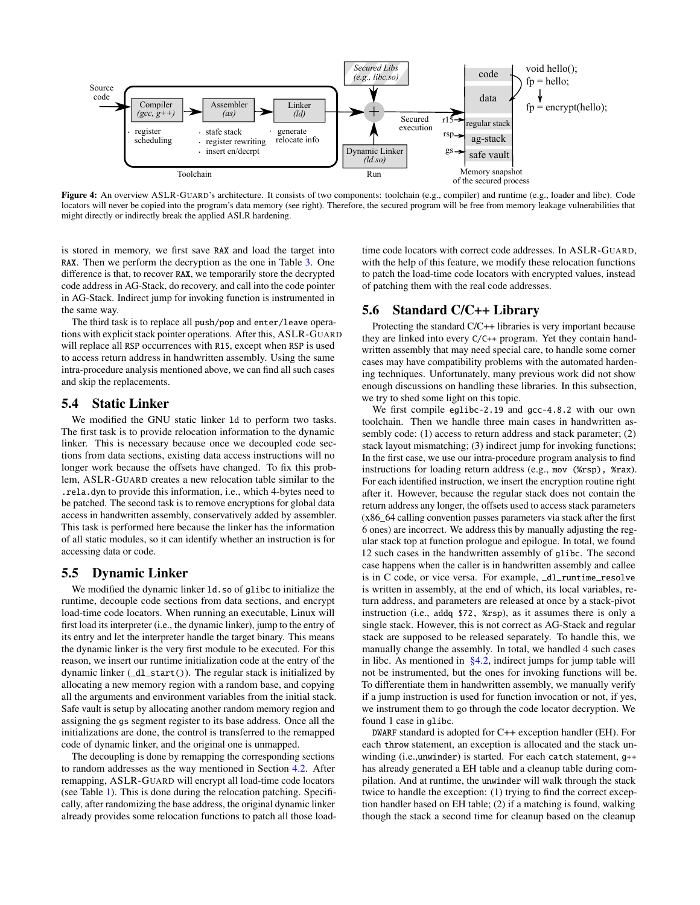Figure 4: An overview ASLR-GUARD's architecture. It consists of two components: toolchain (e.g., compiler) and runtime (e.g., loader and libc). Code locators will never be copied into the program's data memory (see right). Therefore, the secured program will be free from memory leakage vulnerabilities that might directly or indirectly break the applied ASLR hardening.

is stored in memory, we first save RAX and load the target into RAX. Then we perform the decryption as the one in Table 3. One difference is that, to recover RAX, we temporarily store the decrypted code address in AG-Stack, do recovery, and call into the code pointer in AG-Stack. Indirect jump for invoking function is instrumented in the same way.

The third task is to replace all push/pop and enter/leave operations with explicit stack pointer operations. After this, ASLR-GUARD will replace all RSP occurrences with R15, except when RSP is used to access return address in handwritten assembly. Using the same intra-procedure analysis mentioned above, we can find all such cases and skip the replacements.

## 5.4 Static Linker

We modified the GNU static linker ld to perform two tasks. The first task is to provide relocation information to the dynamic linker. This is necessary because once we decoupled code sections from data sections, existing data access instructions will no longer work because the offsets have changed. To fix this problem, ASLR-GUARD creates a new relocation table similar to the .rela.dyn to provide this information, i.e., which 4-bytes need to be patched. The second task is to remove encryptions for global data access in handwritten assembly, conservatively added by assembler. This task is performed here because the linker has the information of all static modules, so it can identify whether an instruction is for accessing data or code.

## 5.5 Dynamic Linker

We modified the dynamic linker ld.so of glibc to initialize the runtime, decouple code sections from data sections, and encrypt load-time code locators. When running an executable, Linux will first load its interpreter (i.e., the dynamic linker), jump to the entry of its entry and let the interpreter handle the target binary. This means the dynamic linker is the very first module to be executed. For this reason, we insert our runtime initialization code at the entry of the dynamic linker (_dl_start()). The regular stack is initialized by allocating a new memory region with a random base, and copying all the arguments and environment variables from the initial stack. Safe vault is setup by allocating another random memory region and assigning the gs segment register to its base address. Once all the initializations are done, the control is transferred to the remapped code of dynamic linker, and the original one is unmapped.

The decoupling is done by remapping the corresponding sections to random addresses as the way mentioned in Section 4.2. After remapping, ASLR-GUARD will encrypt all load-time code locators (see Table 1). This is done during the relocation patching. Specifically, after randomizing the base address, the original dynamic linker already provides some relocation functions to patch all those load-time code locators with correct code addresses. In ASLR-GUARD, with the help of this feature, we modify these relocation functions to patch the load-time code locators with encrypted values, instead of patching them with the real code addresses.

## 5.6 Standard C/C++ Library

Protecting the standard C/C++ libraries is very important because they are linked into every C/C++ program. Yet they contain handwritten assembly that may need special care, to handle some corner cases may have compatibility problems with the automated hardening techniques. Unfortunately, many previous work did not show enough discussions on handling these libraries. In this subsection, we try to shed some light on this topic.

We first compile eglibc-2.19 and gcc-4.8.2 with our own toolchain. Then we handle three main cases in handwritten assembly code: (1) access to return address and stack parameter; (2) stack layout mismatching; (3) indirect jump for invoking functions; In the first case, we use our intra-procedure program analysis to find instructions for loading return address (e.g., mov (%rsp), %rax). For each identified instruction, we insert the encryption routine right after it. However, because the regular stack does not contain the return address any longer, the offsets used to access stack parameters (x86_64 calling convention passes parameters via stack after the first 6 ones) are incorrect. We address this by manually adjusting the regular stack top at function prologue and epilogue. In total, we found 12 such cases in the handwritten assembly of glibc. The second case happens when the caller is in handwritten assembly and callee is in C code, or vice versa. For example, _dl_runtime_resolve is written in assembly, at the end of which, its local variables, return address, and parameters are released at once by a stack-pivot instruction (i.e., addq $72, %rsp), as it assumes there is only a single stack. However, this is not correct as AG-Stack and regular stack are supposed to be released separately. To handle this, we manually change the assembly. In total, we handled 4 such cases in libc. As mentioned in §4.2, indirect jumps for jump table will not be instrumented, but the ones for invoking functions will be. To differentiate them in handwritten assembly, we manually verify if a jump instruction is used for function invocation or not, if yes, we instrument them to go through the code locator decryption. We found 1 case in glibc.

DWARF standard is adopted for C++ exception handler (EH). For each throw statement, an exception is allocated and the stack unwinding (i.e.,unwinder) is started. For each catch statement, g++ has already generated a EH table and a cleanup table during compilation. And at runtime, the unwinder will walk through the stack twice to handle the exception: (1) trying to find the correct exception handler based on EH table; (2) if a matching is found, walking though the stack a second time for cleanup based on the cleanup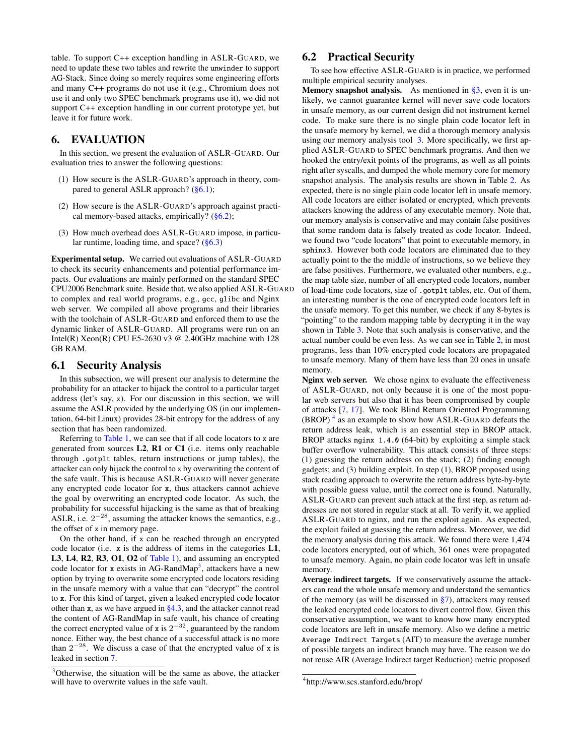table. To support C++ exception handling in ASLR-GUARD, we need to update these two tables and rewrite the `unwinder` to support AG-Stack. Since doing so merely requires some engineering efforts and many C++ programs do not use it (e.g., Chromium does not use it and only two SPEC benchmark programs use it), we did not support C++ exception handling in our current prototype yet, but leave it for future work.

## 6. EVALUATION

In this section, we present the evaluation of ASLR-GUARD. Our evaluation tries to answer the following questions:

(1) How secure is the ASLR-GUARD's approach in theory, compared to general ASLR approach? (§6.1);

(2) How secure is the ASLR-GUARD's approach against practical memory-based attacks, empirically? (§6.2);

(3) How much overhead does ASLR-GUARD impose, in particular runtime, loading time, and space? (§6.3)

**Experimental setup.** We carried out evaluations of ASLR-GUARD to check its security enhancements and potential performance impacts. Our evaluations are mainly performed on the standard SPEC CPU2006 Benchmark suite. Beside that, we also applied ASLR-GUARD to complex and real world programs, e.g., `gcc`, `glibc` and Nginx web server. We compiled all above programs and their libraries with the toolchain of ASLR-GUARD and enforced them to use the dynamic linker of ASLR-GUARD. All programs were run on an Intel(R) Xeon(R) CPU E5-2630 v3 @ 2.40GHz machine with 128 GB RAM.

### 6.1 Security Analysis

In this subsection, we will present our analysis to determine the probability for an attacker to hijack the control to a particular target address (let's say, `x`). For our discussion in this section, we will assume the ASLR provided by the underlying OS (in our implementation, 64-bit Linux) provides 28-bit entropy for the address of any section that has been randomized.

Referring to Table 1, we can see that if all code locators to `x` are generated from sources **L2**, **R1** or **C1** (i.e. items only reachable through `.gotplt` tables, return instructions or jump tables), the attacker can only hijack the control to `x` by overwriting the content of the safe vault. This is because ASLR-GUARD will never generate any encrypted code locator for `x`, thus attackers cannot achieve the goal by overwriting an encrypted code locator. As such, the probability for successful hijacking is the same as that of breaking ASLR, i.e. $2^{-28}$, assuming the attacker knows the semantics, e.g., the offset of `x` in memory page.

On the other hand, if `x` can be reached through an encrypted code locator (i.e. `x` is the address of items in the categories **L1**, **L3**, **L4**, **R2**, **R3**, **O1**, **O2** of Table 1), and assuming an encrypted code locator for `x` exists in AG-RandMap[3], attackers have a new option by trying to overwrite some encrypted code locators residing in the unsafe memory with a value that can "decrypt" the control to `x`. For this kind of target, given a leaked encrypted code locator other than `x`, as we have argued in §4.3, and the attacker cannot read the content of AG-RandMap in safe vault, his chance of creating the correct encrypted value of `x` is $2^{-32}$, guaranteed by the random nonce. Either way, the best chance of a successful attack is no more than $2^{-28}$. We discuss a case of that the encrypted value of `x` is leaked in section 7.

[3]Otherwise, the situation will be the same as above, the attacker will have to overwrite values in the safe vault.

### 6.2 Practical Security

To see how effective ASLR-GUARD is in practice, we performed multiple empirical security analyses.

**Memory snapshot analysis.** As mentioned in §3, even it is unlikely, we cannot guarantee kernel will never save code locators in unsafe memory, as our current design did not instrument kernel code. To make sure there is no single plain code locator left in the unsafe memory by kernel, we did a thorough memory analysis using our memory analysis tool 3. More specifically, we first applied ASLR-GUARD to SPEC benchmark programs. And then we hooked the entry/exit points of the programs, as well as all points right after syscalls, and dumped the whole memory core for memory snapshot analysis. The analysis results are shown in Table 2. As expected, there is no single plain code locator left in unsafe memory. All code locators are either isolated or encrypted, which prevents attackers knowing the address of any executable memory. Note that, our memory analysis is conservative and may contain false positives that some random data is falsely treated as code locator. Indeed, we found two "code locators" that point to executable memory, in `sphinx3`. However both code locators are eliminated due to they actually point to the the middle of instructions, so we believe they are false positives. Furthermore, we evaluated other numbers, e.g., the map table size, number of all encrypted code locators, number of load-time code locators, size of `.gotplt` tables, etc. Out of them, an interesting number is the one of encrypted code locators left in the unsafe memory. To get this number, we check if any 8-bytes is "pointing" to the random mapping table by decrypting it in the way shown in Table 3. Note that such analysis is conservative, and the actual number could be even less. As we can see in Table 2, in most programs, less than 10% encrypted code locators are propagated to unsafe memory. Many of them have less than 20 ones in unsafe memory.

**Nginx web server.** We chose nginx to evaluate the effectiveness of ASLR-GUARD, not only because it is one of the most popular web servers but also that it has been compromised by couple of attacks [7, 17]. We took Blind Return Oriented Programming (BROP) [4] as an example to show how ASLR-GUARD defeats the return address leak, which is an essential step in BROP attack. BROP attacks `nginx 1.4.0` (64-bit) by exploiting a simple stack buffer overflow vulnerability. This attack consists of three steps: (1) guessing the return address on the stack; (2) finding enough gadgets; and (3) building exploit. In step (1), BROP proposed using stack reading approach to overwrite the return address byte-by-byte with possible guess value, until the correct one is found. Naturally, ASLR-GUARD can prevent such attack at the first step, as return addresses are not stored in regular stack at all. To verify it, we applied ASLR-GUARD to nginx, and run the exploit again. As expected, the exploit failed at guessing the return address. Moreover, we did the memory analysis during this attack. We found there were 1,474 code locators encrypted, out of which, 361 ones were propagated to unsafe memory. Again, no plain code locator was left in unsafe memory.

**Average indirect targets.** If we conservatively assume the attackers can read the whole unsafe memory and understand the semantics of the memory (as will be discussed in §7), attackers may reused the leaked encrypted code locators to divert control flow. Given this conservative assumption, we want to know how many encrypted code locators are left in unsafe memory. Also we define a metric `Average Indirect Targets` (AIT) to measure the average number of possible targets an indirect branch may have. The reason we do not reuse AIR (Average Indirect target Reduction) metric proposed

[4]http://www.scs.stanford.edu/brop/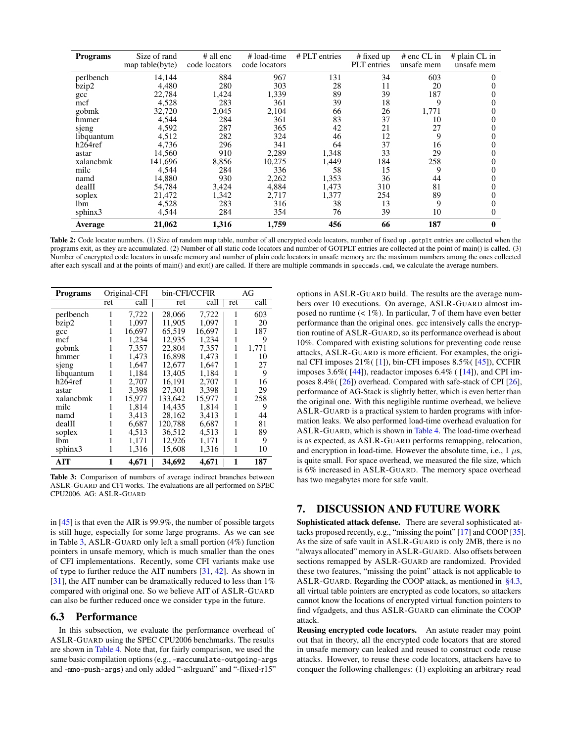| Programs | Size of rand map table(byte) | # all enc code locators | # load-time code locators | # PLT entries | # fixed up PLT entries | # enc CL in unsafe mem | # plain CL in unsafe mem |
|---|---|---|---|---|---|---|---|
| perlbench | 14,144 | 884 | 967 | 131 | 34 | 603 | 0 |
| bzip2 | 4,480 | 280 | 303 | 28 | 11 | 20 | 0 |
| gcc | 22,784 | 1,424 | 1,339 | 89 | 39 | 187 | 0 |
| mcf | 4,528 | 283 | 361 | 39 | 18 | 9 | 0 |
| gobmk | 32,720 | 2,045 | 2,104 | 66 | 26 | 1,771 | 0 |
| hmmer | 4,544 | 284 | 361 | 83 | 37 | 10 | 0 |
| sjeng | 4,592 | 287 | 365 | 42 | 21 | 27 | 0 |
| libquantum | 4,512 | 282 | 324 | 46 | 12 | 9 | 0 |
| h264ref | 4,736 | 296 | 341 | 64 | 37 | 16 | 0 |
| astar | 14,560 | 910 | 2,289 | 1,348 | 33 | 29 | 0 |
| xalancbmk | 141,696 | 8,856 | 10,275 | 1,449 | 184 | 258 | 0 |
| milc | 4,544 | 284 | 336 | 58 | 15 | 9 | 0 |
| namd | 14,880 | 930 | 2,262 | 1,353 | 36 | 44 | 0 |
| dealII | 54,784 | 3,424 | 4,884 | 1,473 | 310 | 81 | 0 |
| soplex | 21,472 | 1,342 | 2,717 | 1,377 | 254 | 89 | 0 |
| lbm | 4,528 | 283 | 316 | 38 | 13 | 9 | 0 |
| sphinx3 | 4,544 | 284 | 354 | 76 | 39 | 10 | 0 |
| **Average** | **21,062** | **1,316** | **1,759** | **456** | **66** | **187** | **0** |

**Table 2:** Code locator numbers. (1) Size of random map table, number of all encrypted code locators, number of fixed up `.gotplt` entries are collected when the programs exit, as they are accumulated. (2) Number of all static code locators and number of GOTPLT entries are collected at the point of main() is called. (3) Number of encrypted code locators in unsafe memory and number of plain code locators in unsafe memory are the maximum numbers among the ones collected after each syscall and at the points of main() and exit() are called. If there are multiple commands in `speccmds.cmd`, we calculate the average numbers.

| Programs | Original-CFI | | bin-CFI/CCFIR | | AG | |
|---|---|---|---|---|---|---|
| | ret | call | ret | call | ret | call |
| perlbench | 1 | 7,722 | 28,066 | 7,722 | 1 | 603 |
| bzip2 | 1 | 1,097 | 11,905 | 1,097 | 1 | 20 |
| gcc | 1 | 16,697 | 65,519 | 16,697 | 1 | 187 |
| mcf | 1 | 1,234 | 12,935 | 1,234 | 1 | 9 |
| gobmk | 1 | 7,357 | 22,804 | 7,357 | 1 | 1,771 |
| hmmer | 1 | 1,473 | 16,898 | 1,473 | 1 | 10 |
| sjeng | 1 | 1,647 | 12,677 | 1,647 | 1 | 27 |
| libquantum | 1 | 1,184 | 13,405 | 1,184 | 1 | 9 |
| h264ref | 1 | 2,707 | 16,191 | 2,707 | 1 | 16 |
| astar | 1 | 3,398 | 27,301 | 3,398 | 1 | 29 |
| xalancbmk | 1 | 15,977 | 133,642 | 15,977 | 1 | 258 |
| milc | 1 | 1,814 | 14,435 | 1,814 | 1 | 9 |
| namd | 1 | 3,413 | 28,162 | 3,413 | 1 | 44 |
| dealII | 1 | 6,687 | 120,788 | 6,687 | 1 | 81 |
| soplex | 1 | 4,513 | 36,512 | 4,513 | 1 | 89 |
| lbm | 1 | 1,171 | 12,926 | 1,171 | 1 | 9 |
| sphinx3 | 1 | 1,316 | 15,608 | 1,316 | 1 | 10 |
| **AIT** | **1** | **4,671** | **34,692** | **4,671** | **1** | **187** |

**Table 3:** Comparison of numbers of average indirect branches between ASLR-GUARD and CFI works. The evaluations are all performed on SPEC CPU2006. AG: ASLR-GUARD

in [45] is that even the AIR is 99.9%, the number of possible targets is still huge, especially for some large programs. As we can see in Table 3, ASLR-GUARD only left a small portion (4%) function pointers in unsafe memory, which is much smaller than the ones of CFI implementations. Recently, some CFI variants make use of `type` to further reduce the AIT numbers [31, 42]. As shown in [31], the AIT number can be dramatically reduced to less than 1% compared with original one. So we believe AIT of ASLR-GUARD can also be further reduced once we consider `type` in the future.

## 6.3 Performance

In this subsection, we evaluate the performance overhead of ASLR-GUARD using the SPEC CPU2006 benchmarks. The results are shown in Table 4. Note that, for fairly comparison, we used the same basic compilation options (e.g., `-maccumulate-outgoing-args` and `-mno-push-args`) and only added "-aslrguard" and "-ffixed-r15" options in ASLR-GUARD build. The results are the average numbers over 10 executions. On average, ASLR-GUARD almost imposed no runtime (< 1%). In particular, 7 of them have even better performance than the original ones. gcc intensively calls the encryption routine of ASLR-GUARD, so its performance overhead is about 10%. Compared with existing solutions for preventing code reuse attacks, ASLR-GUARD is more efficient. For examples, the original CFI imposes 21%( [1]), bin-CFI imposes 8.5%( [45]), CCFIR imposes 3.6%( [44]), readactor imposes 6.4% ( [14]), and CPI imposes 8.4%( [26]) overhead. Compared with safe-stack of CPI [26], performance of AG-Stack is slightly better, which is even better than the original one. With this negligible runtime overhead, we believe ASLR-GUARD is a practical system to harden programs with information leaks. We also performed load-time overhead evaluation for ASLR-GUARD, which is shown in Table 4. The load-time overhead is as expected, as ASLR-GUARD performs remapping, relocation, and encryption in load-time. However the absolute time, i.e., 1 $\mu$s, is quite small. For space overhead, we measured the file size, which is 6% increased in ASLR-GUARD. The memory space overhead has two megabytes more for safe vault.

# 7. DISCUSSION AND FUTURE WORK

**Sophisticated attack defense.** There are several sophisticated attacks proposed recently, e.g., "missing the point" [17] and COOP [35]. As the size of safe vault in ASLR-GUARD is only 2MB, there is no "always allocated" memory in ASLR-GUARD. Also offsets between sections remapped by ASLR-GUARD are randomized. Provided these two features, "missing the point" attack is not applicable to ASLR-GUARD. Regarding the COOP attack, as mentioned in §4.3, all virtual table pointers are encrypted as code locators, so attackers cannot know the locations of encrypted virtual function pointers to find vfgadgets, and thus ASLR-GUARD can eliminate the COOP attack.

**Reusing encrypted code locators.** An astute reader may point out that in theory, all the encrypted code locators that are stored in unsafe memory can leaked and reused to construct code reuse attacks. However, to reuse these code locators, attackers have to conquer the following challenges: (1) exploiting an arbitrary read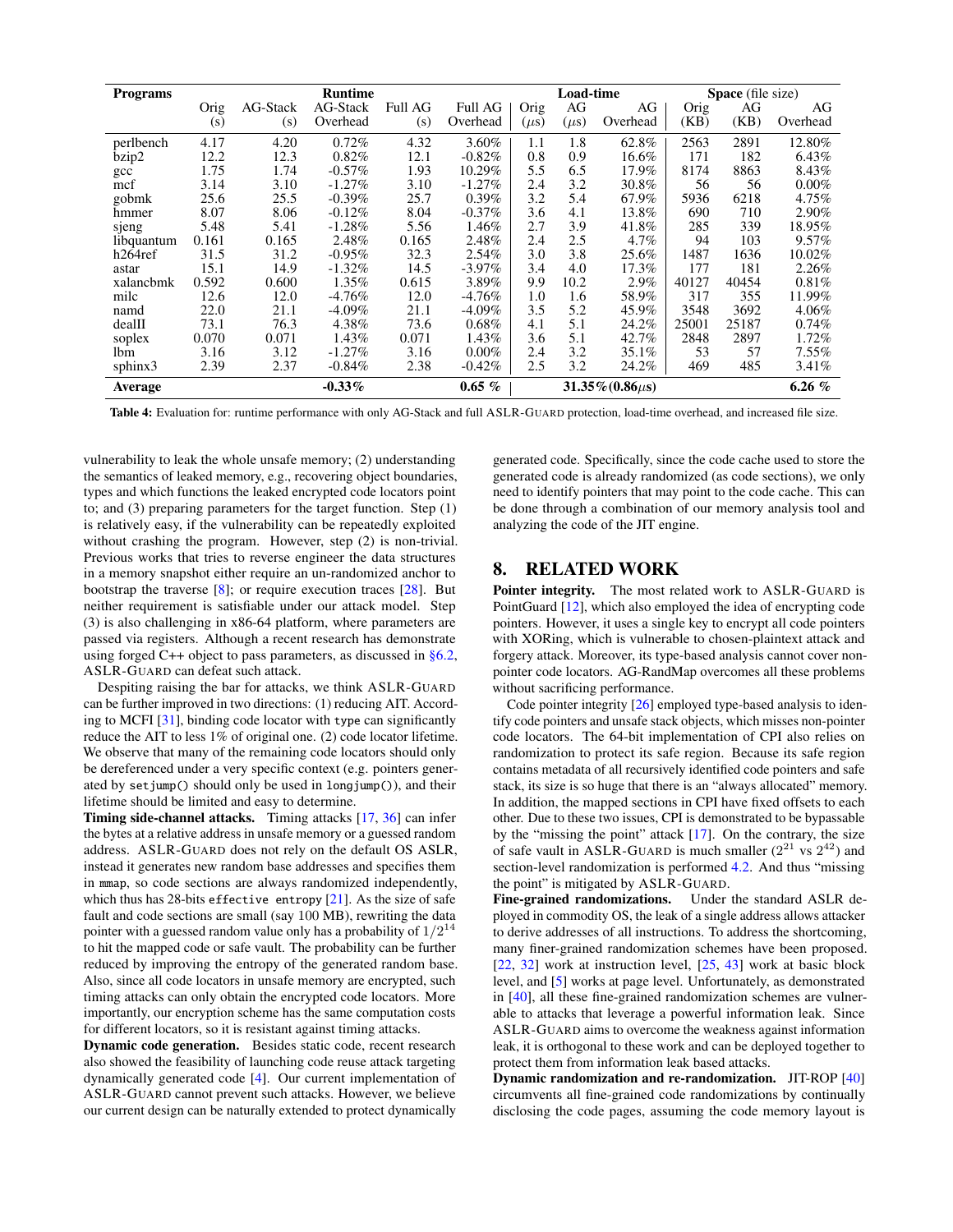| Programs | Runtime | | | | | Load-time | | | Space (file size) | | |
|---|---|---|---|---|---|---|---|---|---|---|---|
| | Orig (s) | AG-Stack (s) | AG-Stack Overhead | Full AG (s) | Full AG Overhead | Orig ($\mu$s) | AG ($\mu$s) | AG Overhead | Orig (KB) | AG (KB) | AG Overhead |
| perlbench | 4.17 | 4.20 | 0.72% | 4.32 | 3.60% | 1.1 | 1.8 | 62.8% | 2563 | 2891 | 12.80% |
| bzip2 | 12.2 | 12.3 | 0.82% | 12.1 | -0.82% | 0.8 | 0.9 | 16.6% | 171 | 182 | 6.43% |
| gcc | 1.75 | 1.74 | -0.57% | 1.93 | 10.29% | 5.5 | 6.5 | 17.9% | 8174 | 8863 | 8.43% |
| mcf | 3.14 | 3.10 | -1.27% | 3.10 | -1.27% | 2.4 | 3.2 | 30.8% | 56 | 56 | 0.00% |
| gobmk | 25.6 | 25.5 | -0.39% | 25.7 | 0.39% | 3.2 | 5.4 | 67.9% | 5936 | 6218 | 4.75% |
| hmmer | 8.07 | 8.06 | -0.12% | 8.04 | -0.37% | 3.6 | 4.1 | 13.8% | 690 | 710 | 2.90% |
| sjeng | 5.48 | 5.41 | -1.28% | 5.56 | 1.46% | 2.7 | 3.9 | 41.8% | 285 | 339 | 18.95% |
| libquantum | 0.161 | 0.165 | 2.48% | 0.165 | 2.48% | 2.4 | 2.5 | 4.7% | 94 | 103 | 9.57% |
| h264ref | 31.5 | 31.2 | -0.95% | 32.3 | 2.54% | 3.0 | 3.8 | 25.6% | 1487 | 1636 | 10.02% |
| astar | 15.1 | 14.9 | -1.32% | 14.5 | -3.97% | 3.4 | 4.0 | 17.3% | 177 | 181 | 2.26% |
| xalancbmk | 0.592 | 0.600 | 1.35% | 0.615 | 3.89% | 9.9 | 10.2 | 2.9% | 40127 | 40454 | 0.81% |
| milc | 12.6 | 12.0 | -4.76% | 12.0 | -4.76% | 1.0 | 1.6 | 58.9% | 317 | 355 | 11.99% |
| namd | 22.0 | 21.1 | -4.09% | 21.1 | -4.09% | 3.5 | 5.2 | 45.9% | 3548 | 3692 | 4.06% |
| dealII | 73.1 | 76.3 | 4.38% | 73.6 | 0.68% | 4.1 | 5.1 | 24.2% | 25001 | 25187 | 0.74% |
| soplex | 0.070 | 0.071 | 1.43% | 0.071 | 1.43% | 3.6 | 5.1 | 42.7% | 2848 | 2897 | 1.72% |
| lbm | 3.16 | 3.12 | -1.27% | 3.16 | 0.00% | 2.4 | 3.2 | 35.1% | 53 | 57 | 7.55% |
| sphinx3 | 2.39 | 2.37 | -0.84% | 2.38 | -0.42% | 2.5 | 3.2 | 24.2% | 469 | 485 | 3.41% |
| **Average** | | | **-0.33%** | | **0.65 %** | | | **31.35%(0.86$\mu$s)** | | | **6.26 %** |

**Table 4:** Evaluation for: runtime performance with only AG-Stack and full ASLR-GUARD protection, load-time overhead, and increased file size.

vulnerability to leak the whole unsafe memory; (2) understanding the semantics of leaked memory, e.g., recovering object boundaries, types and which functions the leaked encrypted code locators point to; and (3) preparing parameters for the target function. Step (1) is relatively easy, if the vulnerability can be repeatedly exploited without crashing the program. However, step (2) is non-trivial. Previous works that tries to reverse engineer the data structures in a memory snapshot either require an un-randomized anchor to bootstrap the traverse [8]; or require execution traces [28]. But neither requirement is satisfiable under our attack model. Step (3) is also challenging in x86-64 platform, where parameters are passed via registers. Although a recent research has demonstrate using forged C++ object to pass parameters, as discussed in §6.2, ASLR-GUARD can defeat such attack.

Despiting raising the bar for attacks, we think ASLR-GUARD can be further improved in two directions: (1) reducing AIT. According to MCFI [31], binding code locator with type can significantly reduce the AIT to less 1% of original one. (2) code locator lifetime. We observe that many of the remaining code locators should only be dereferenced under a very specific context (e.g. pointers generated by `setjump()` should only be used in `longjump()`), and their lifetime should be limited and easy to determine.

**Timing side-channel attacks.** Timing attacks [17, 36] can infer the bytes at a relative address in unsafe memory or a guessed random address. ASLR-GUARD does not rely on the default OS ASLR, instead it generates new random base addresses and specifies them in `mmap`, so code sections are always randomized independently, which thus has 28-bits `effective entropy` [21]. As the size of safe fault and code sections are small (say 100 MB), rewriting the data pointer with a guessed random value only has a probability of $1/2^{14}$ to hit the mapped code or safe vault. The probability can be further reduced by improving the entropy of the generated random base. Also, since all code locators in unsafe memory are encrypted, such timing attacks can only obtain the encrypted code locators. More importantly, our encryption scheme has the same computation costs for different locators, so it is resistant against timing attacks.

**Dynamic code generation.** Besides static code, recent research also showed the feasibility of launching code reuse attack targeting dynamically generated code [4]. Our current implementation of ASLR-GUARD cannot prevent such attacks. However, we believe our current design can be naturally extended to protect dynamically generated code. Specifically, since the code cache used to store the generated code is already randomized (as code sections), we only need to identify pointers that may point to the code cache. This can be done through a combination of our memory analysis tool and analyzing the code of the JIT engine.

## 8. RELATED WORK

**Pointer integrity.** The most related work to ASLR-GUARD is PointGuard [12], which also employed the idea of encrypting code pointers. However, it uses a single key to encrypt all code pointers with XORing, which is vulnerable to chosen-plaintext attack and forgery attack. Moreover, its type-based analysis cannot cover non-pointer code locators. AG-RandMap overcomes all these problems without sacrificing performance.

Code pointer integrity [26] employed type-based analysis to identify code pointers and unsafe stack objects, which misses non-pointer code locators. The 64-bit implementation of CPI also relies on randomization to protect its safe region. Because its safe region contains metadata of all recursively identified code pointers and safe stack, its size is so huge that there is an "always allocated" memory. In addition, the mapped sections in CPI have fixed offsets to each other. Due to these two issues, CPI is demonstrated to be bypassable by the "missing the point" attack [17]. On the contrary, the size of safe vault in ASLR-GUARD is much smaller ($2^{21}$ vs $2^{42}$) and section-level randomization is performed 4.2. And thus "missing the point" is mitigated by ASLR-GUARD.

**Fine-grained randomizations.** Under the standard ASLR deployed in commodity OS, the leak of a single address allows attacker to derive addresses of all instructions. To address the shortcoming, many finer-grained randomization schemes have been proposed. [22, 32] work at instruction level, [25, 43] work at basic block level, and [5] works at page level. Unfortunately, as demonstrated in [40], all these fine-grained randomization schemes are vulnerable to attacks that leverage a powerful information leak. Since ASLR-GUARD aims to overcome the weakness against information leak, it is orthogonal to these work and can be deployed together to protect them from information leak based attacks.

**Dynamic randomization and re-randomization.** JIT-ROP [40] circumvents all fine-grained code randomizations by continually disclosing the code pages, assuming the code memory layout is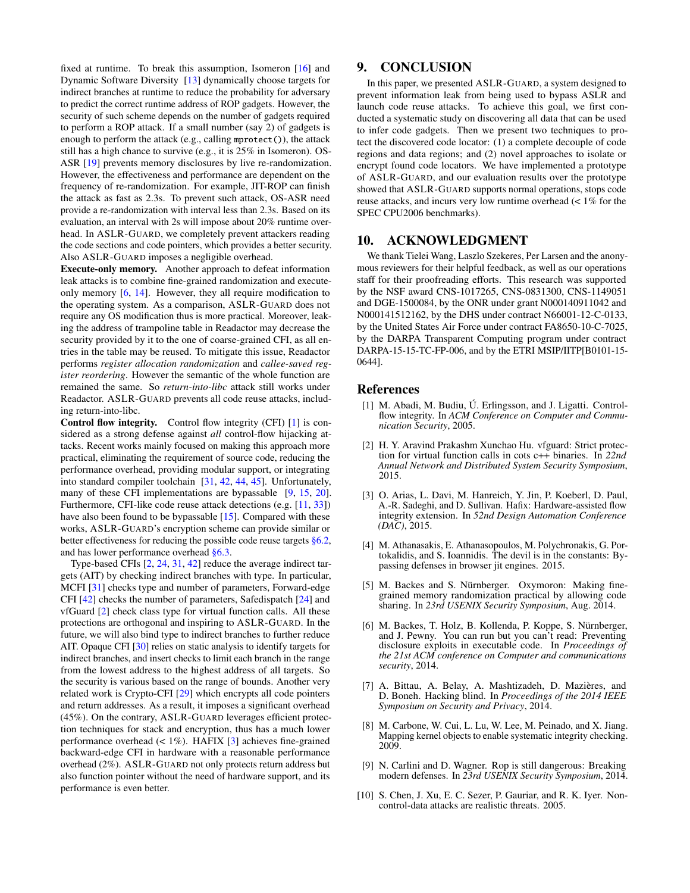fixed at runtime. To break this assumption, Isomeron [16] and Dynamic Software Diversity [13] dynamically choose targets for indirect branches at runtime to reduce the probability for adversary to predict the correct runtime address of ROP gadgets. However, the security of such scheme depends on the number of gadgets required to perform a ROP attack. If a small number (say 2) of gadgets is enough to perform the attack (e.g., calling `mprotect()`), the attack still has a high chance to survive (e.g., it is 25% in Isomeron). OS-ASR [19] prevents memory disclosures by live re-randomization. However, the effectiveness and performance are dependent on the frequency of re-randomization. For example, JIT-ROP can finish the attack as fast as 2.3s. To prevent such attack, OS-ASR need provide a re-randomization with interval less than 2.3s. Based on its evaluation, an interval with 2.3s will impose about 20% runtime overhead. In ASLR-GUARD, we completely prevent attackers reading the code sections and code pointers, which provides a better security. Also ASLR-GUARD imposes a negligible overhead.

**Execute-only memory.** Another approach to defeat information leak attacks is to combine fine-grained randomization and execute-only memory [6, 14]. However, they all require modification to the operating system. As a comparison, ASLR-GUARD does not require any OS modification thus is more practical. Moreover, leaking the address of trampoline table in Readactor may decrease the security provided by it to the one of coarse-grained CFI, as all entries in the table may be reused. To mitigate this issue, Readactor performs *register allocation randomization* and *callee-saved register reordering*. However the semantic of the whole function are remained the same. So *return-into-libc* attack still works under Readactor. ASLR-GUARD prevents all code reuse attacks, including return-into-libc.

**Control flow integrity.** Control flow integrity (CFI) [1] is considered as a strong defense against *all* control-flow hijacking attacks. Recent works mainly focused on making this approach more practical, eliminating the requirement of source code, reducing the performance overhead, providing modular support, or integrating into standard compiler toolchain [31, 42, 44, 45]. Unfortunately, many of these CFI implementations are bypassable [9, 15, 20]. Furthermore, CFI-like code reuse attack detections (e.g. [11, 33]) have also been found to be bypassable [15]. Compared with these works, ASLR-GUARD's encryption scheme can provide similar or better effectiveness for reducing the possible code reuse targets §6.2, and has lower performance overhead §6.3.

Type-based CFIs [2, 24, 31, 42] reduce the average indirect targets (AIT) by checking indirect branches with type. In particular, MCFI [31] checks type and number of parameters, Forward-edge CFI [42] checks the number of parameters, Safedispatch [24] and vfGuard [2] check class type for virtual function calls. All these protections are orthogonal and inspiring to ASLR-GUARD. In the future, we will also bind type to indirect branches to further reduce AIT. Opaque CFI [30] relies on static analysis to identify targets for indirect branches, and insert checks to limit each branch in the range from the lowest address to the highest address of all targets. So the security is various based on the range of bounds. Another very related work is Crypto-CFI [29] which encrypts all code pointers and return addresses. As a result, it imposes a significant overhead (45%). On the contrary, ASLR-GUARD leverages efficient protection techniques for stack and encryption, thus has a much lower performance overhead (< 1%). HAFIX [3] achieves fine-grained backward-edge CFI in hardware with a reasonable performance overhead (2%). ASLR-GUARD not only protects return address but also function pointer without the need of hardware support, and its performance is even better.

# 9. CONCLUSION

In this paper, we presented ASLR-GUARD, a system designed to prevent information leak from being used to bypass ASLR and launch code reuse attacks. To achieve this goal, we first conducted a systematic study on discovering all data that can be used to infer code gadgets. Then we present two techniques to protect the discovered code locator: (1) a complete decouple of code regions and data regions; and (2) novel approaches to isolate or encrypt found code locators. We have implemented a prototype of ASLR-GUARD, and our evaluation results over the prototype showed that ASLR-GUARD supports normal operations, stops code reuse attacks, and incurs very low runtime overhead (< 1% for the SPEC CPU2006 benchmarks).

# 10. ACKNOWLEDGMENT

We thank Tielei Wang, Laszlo Szekeres, Per Larsen and the anonymous reviewers for their helpful feedback, as well as our operations staff for their proofreading efforts. This research was supported by the NSF award CNS-1017265, CNS-0831300, CNS-1149051 and DGE-1500084, by the ONR under grant N000140911042 and N000141512162, by the DHS under contract N66001-12-C-0133, by the United States Air Force under contract FA8650-10-C-7025, by the DARPA Transparent Computing program under contract DARPA-15-15-TC-FP-006, and by the ETRI MSIP/IITP[B0101-15-0644].

# References

[1] M. Abadi, M. Budiu, Ú. Erlingsson, and J. Ligatti. Control-flow integrity. In *ACM Conference on Computer and Communication Security*, 2005.

[2] H. Y. Aravind Prakashm Xunchao Hu. vfguard: Strict protection for virtual function calls in cots c++ binaries. In *22nd Annual Network and Distributed System Security Symposium*, 2015.

[3] O. Arias, L. Davi, M. Hanreich, Y. Jin, P. Koeberl, D. Paul, A.-R. Sadeghi, and D. Sullivan. Hafix: Hardware-assisted flow integrity extension. In *52nd Design Automation Conference (DAC)*, 2015.

[4] M. Athanasakis, E. Athanasopoulos, M. Polychronakis, G. Portokalidis, and S. Ioannidis. The devil is in the constants: Bypassing defenses in browser jit engines. 2015.

[5] M. Backes and S. Nürnberger. Oxymoron: Making fine-grained memory randomization practical by allowing code sharing. In *23rd USENIX Security Symposium*, Aug. 2014.

[6] M. Backes, T. Holz, B. Kollenda, P. Koppe, S. Nürnberger, and J. Pewny. You can run but you can't read: Preventing disclosure exploits in executable code. In *Proceedings of the 21st ACM conference on Computer and communications security*, 2014.

[7] A. Bittau, A. Belay, A. Mashtizadeh, D. Mazières, and D. Boneh. Hacking blind. In *Proceedings of the 2014 IEEE Symposium on Security and Privacy*, 2014.

[8] M. Carbone, W. Cui, L. Lu, W. Lee, M. Peinado, and X. Jiang. Mapping kernel objects to enable systematic integrity checking. 2009.

[9] N. Carlini and D. Wagner. Rop is still dangerous: Breaking modern defenses. In *23rd USENIX Security Symposium*, 2014.

[10] S. Chen, J. Xu, E. C. Sezer, P. Gauriar, and R. K. Iyer. Non-control-data attacks are realistic threats. 2005.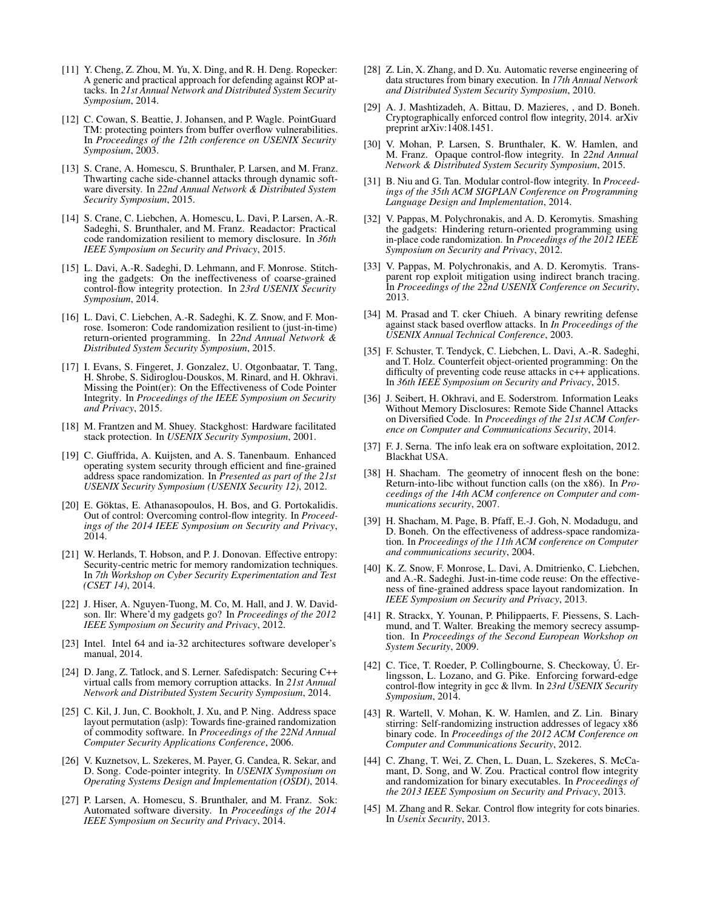[11] Y. Cheng, Z. Zhou, M. Yu, X. Ding, and R. H. Deng. Ropecker: A generic and practical approach for defending against ROP attacks. In *21st Annual Network and Distributed System Security Symposium*, 2014.

[12] C. Cowan, S. Beattie, J. Johansen, and P. Wagle. PointGuard TM: protecting pointers from buffer overflow vulnerabilities. In *Proceedings of the 12th conference on USENIX Security Symposium*, 2003.

[13] S. Crane, A. Homescu, S. Brunthaler, P. Larsen, and M. Franz. Thwarting cache side-channel attacks through dynamic software diversity. In *22nd Annual Network & Distributed System Security Symposium*, 2015.

[14] S. Crane, C. Liebchen, A. Homescu, L. Davi, P. Larsen, A.-R. Sadeghi, S. Brunthaler, and M. Franz. Readactor: Practical code randomization resilient to memory disclosure. In *36th IEEE Symposium on Security and Privacy*, 2015.

[15] L. Davi, A.-R. Sadeghi, D. Lehmann, and F. Monrose. Stitching the gadgets: On the ineffectiveness of coarse-grained control-flow integrity protection. In *23rd USENIX Security Symposium*, 2014.

[16] L. Davi, C. Liebchen, A.-R. Sadeghi, K. Z. Snow, and F. Monrose. Isomeron: Code randomization resilient to (just-in-time) return-oriented programming. In *22nd Annual Network & Distributed System Security Symposium*, 2015.

[17] I. Evans, S. Fingeret, J. Gonzalez, U. Otgonbaatar, T. Tang, H. Shrobe, S. Sidiroglou-Douskos, M. Rinard, and H. Okhravi. Missing the Point(er): On the Effectiveness of Code Pointer Integrity. In *Proceedings of the IEEE Symposium on Security and Privacy*, 2015.

[18] M. Frantzen and M. Shuey. Stackghost: Hardware facilitated stack protection. In *USENIX Security Symposium*, 2001.

[19] C. Giuffrida, A. Kuijsten, and A. S. Tanenbaum. Enhanced operating system security through efficient and fine-grained address space randomization. In *Presented as part of the 21st USENIX Security Symposium (USENIX Security 12)*, 2012.

[20] E. Göktas, E. Athanasopoulos, H. Bos, and G. Portokalidis. Out of control: Overcoming control-flow integrity. In *Proceedings of the 2014 IEEE Symposium on Security and Privacy*, 2014.

[21] W. Herlands, T. Hobson, and P. J. Donovan. Effective entropy: Security-centric metric for memory randomization techniques. In *7th Workshop on Cyber Security Experimentation and Test (CSET 14)*, 2014.

[22] J. Hiser, A. Nguyen-Tuong, M. Co, M. Hall, and J. W. Davidson. Ilr: Where'd my gadgets go? In *Proceedings of the 2012 IEEE Symposium on Security and Privacy*, 2012.

[23] Intel. Intel 64 and ia-32 architectures software developer's manual, 2014.

[24] D. Jang, Z. Tatlock, and S. Lerner. Safedispatch: Securing C++ virtual calls from memory corruption attacks. In *21st Annual Network and Distributed System Security Symposium*, 2014.

[25] C. Kil, J. Jun, C. Bookholt, J. Xu, and P. Ning. Address space layout permutation (aslp): Towards fine-grained randomization of commodity software. In *Proceedings of the 22Nd Annual Computer Security Applications Conference*, 2006.

[26] V. Kuznetsov, L. Szekeres, M. Payer, G. Candea, R. Sekar, and D. Song. Code-pointer integrity. In *USENIX Symposium on Operating Systems Design and Implementation (OSDI)*, 2014.

[27] P. Larsen, A. Homescu, S. Brunthaler, and M. Franz. Sok: Automated software diversity. In *Proceedings of the 2014 IEEE Symposium on Security and Privacy*, 2014.

[28] Z. Lin, X. Zhang, and D. Xu. Automatic reverse engineering of data structures from binary execution. In *17th Annual Network and Distributed System Security Symposium*, 2010.

[29] A. J. Mashtizadeh, A. Bittau, D. Mazieres, , and D. Boneh. Cryptographically enforced control flow integrity, 2014. arXiv preprint arXiv:1408.1451.

[30] V. Mohan, P. Larsen, S. Brunthaler, K. W. Hamlen, and M. Franz. Opaque control-flow integrity. In *22nd Annual Network & Distributed System Security Symposium*, 2015.

[31] B. Niu and G. Tan. Modular control-flow integrity. In *Proceedings of the 35th ACM SIGPLAN Conference on Programming Language Design and Implementation*, 2014.

[32] V. Pappas, M. Polychronakis, and A. D. Keromytis. Smashing the gadgets: Hindering return-oriented programming using in-place code randomization. In *Proceedings of the 2012 IEEE Symposium on Security and Privacy*, 2012.

[33] V. Pappas, M. Polychronakis, and A. D. Keromytis. Transparent rop exploit mitigation using indirect branch tracing. In *Proceedings of the 22nd USENIX Conference on Security*, 2013.

[34] M. Prasad and T. cker Chiueh. A binary rewriting defense against stack based overflow attacks. In *In Proceedings of the USENIX Annual Technical Conference*, 2003.

[35] F. Schuster, T. Tendyck, C. Liebchen, L. Davi, A.-R. Sadeghi, and T. Holz. Counterfeit object-oriented programming: On the difficulty of preventing code reuse attacks in c++ applications. In *36th IEEE Symposium on Security and Privacy*, 2015.

[36] J. Seibert, H. Okhravi, and E. Soderstrom. Information Leaks Without Memory Disclosures: Remote Side Channel Attacks on Diversified Code. In *Proceedings of the 21st ACM Conference on Computer and Communications Security*, 2014.

[37] F. J. Serna. The info leak era on software exploitation, 2012. Blackhat USA.

[38] H. Shacham. The geometry of innocent flesh on the bone: Return-into-libc without function calls (on the x86). In *Proceedings of the 14th ACM conference on Computer and communications security*, 2007.

[39] H. Shacham, M. Page, B. Pfaff, E.-J. Goh, N. Modadugu, and D. Boneh. On the effectiveness of address-space randomization. In *Proceedings of the 11th ACM conference on Computer and communications security*, 2004.

[40] K. Z. Snow, F. Monrose, L. Davi, A. Dmitrienko, C. Liebchen, and A.-R. Sadeghi. Just-in-time code reuse: On the effectiveness of fine-grained address space layout randomization. In *IEEE Symposium on Security and Privacy*, 2013.

[41] R. Strackx, Y. Younan, P. Philippaerts, F. Piessens, S. Lachmund, and T. Walter. Breaking the memory secrecy assumption. In *Proceedings of the Second European Workshop on System Security*, 2009.

[42] C. Tice, T. Roeder, P. Collingbourne, S. Checkoway, Ú. Erlingsson, L. Lozano, and G. Pike. Enforcing forward-edge control-flow integrity in gcc & llvm. In *23rd USENIX Security Symposium*, 2014.

[43] R. Wartell, V. Mohan, K. W. Hamlen, and Z. Lin. Binary stirring: Self-randomizing instruction addresses of legacy x86 binary code. In *Proceedings of the 2012 ACM Conference on Computer and Communications Security*, 2012.

[44] C. Zhang, T. Wei, Z. Chen, L. Duan, L. Szekeres, S. McCamant, D. Song, and W. Zou. Practical control flow integrity and randomization for binary executables. In *Proceedings of the 2013 IEEE Symposium on Security and Privacy*, 2013.

[45] M. Zhang and R. Sekar. Control flow integrity for cots binaries. In *Usenix Security*, 2013.